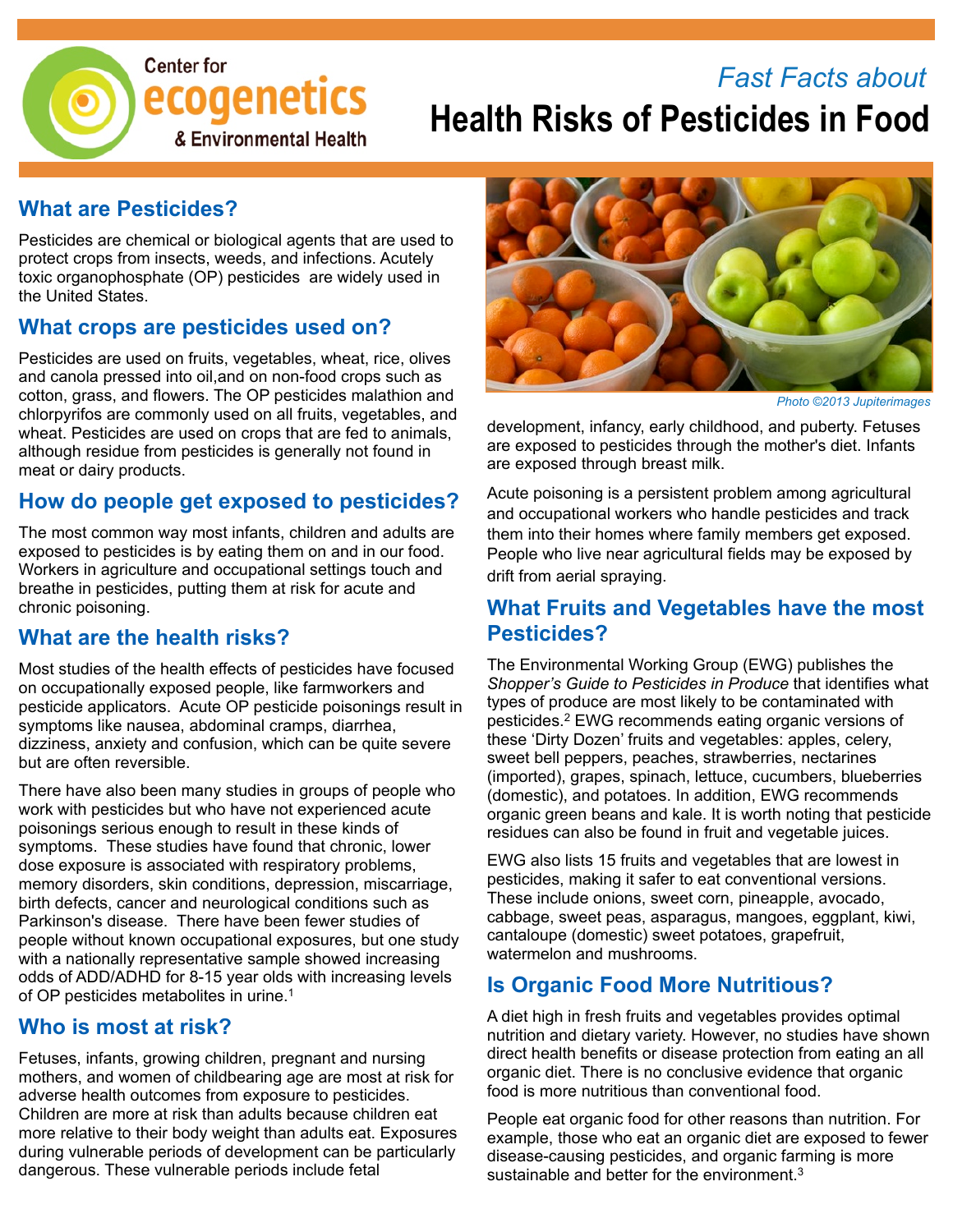Center for
ecogenetics
& Environmental Health

*Fast Facts about*

# Health Risks of Pesticides in Food

## What are Pesticides?

Pesticides are chemical or biological agents that are used to protect crops from insects, weeds, and infections. Acutely toxic organophosphate (OP) pesticides are widely used in the United States.

## What crops are pesticides used on?

Pesticides are used on fruits, vegetables, wheat, rice, olives and canola pressed into oil,and on non-food crops such as cotton, grass, and flowers. The OP pesticides malathion and chlorpyrifos are commonly used on all fruits, vegetables, and wheat. Pesticides are used on crops that are fed to animals, although residue from pesticides is generally not found in meat or dairy products.

## How do people get exposed to pesticides?

The most common way most infants, children and adults are exposed to pesticides is by eating them on and in our food. Workers in agriculture and occupational settings touch and breathe in pesticides, putting them at risk for acute and chronic poisoning.

## What are the health risks?

Most studies of the health effects of pesticides have focused on occupationally exposed people, like farmworkers and pesticide applicators. Acute OP pesticide poisonings result in symptoms like nausea, abdominal cramps, diarrhea, dizziness, anxiety and confusion, which can be quite severe but are often reversible.

There have also been many studies in groups of people who work with pesticides but who have not experienced acute poisonings serious enough to result in these kinds of symptoms. These studies have found that chronic, lower dose exposure is associated with respiratory problems, memory disorders, skin conditions, depression, miscarriage, birth defects, cancer and neurological conditions such as Parkinson's disease. There have been fewer studies of people without known occupational exposures, but one study with a nationally representative sample showed increasing odds of ADD/ADHD for 8-15 year olds with increasing levels of OP pesticides metabolites in urine.[1]

## Who is most at risk?

Fetuses, infants, growing children, pregnant and nursing mothers, and women of childbearing age are most at risk for adverse health outcomes from exposure to pesticides. Children are more at risk than adults because children eat more relative to their body weight than adults eat. Exposures during vulnerable periods of development can be particularly dangerous. These vulnerable periods include fetal development, infancy, early childhood, and puberty. Fetuses are exposed to pesticides through the mother's diet. Infants are exposed through breast milk.

Photo ©2013 Jupiterimages

Acute poisoning is a persistent problem among agricultural and occupational workers who handle pesticides and track them into their homes where family members get exposed. People who live near agricultural fields may be exposed by drift from aerial spraying.

## What Fruits and Vegetables have the most Pesticides?

The Environmental Working Group (EWG) publishes the *Shopper's Guide to Pesticides in Produce* that identifies what types of produce are most likely to be contaminated with pesticides.[2] EWG recommends eating organic versions of these 'Dirty Dozen' fruits and vegetables: apples, celery, sweet bell peppers, peaches, strawberries, nectarines (imported), grapes, spinach, lettuce, cucumbers, blueberries (domestic), and potatoes. In addition, EWG recommends organic green beans and kale. It is worth noting that pesticide residues can also be found in fruit and vegetable juices.

EWG also lists 15 fruits and vegetables that are lowest in pesticides, making it safer to eat conventional versions. These include onions, sweet corn, pineapple, avocado, cabbage, sweet peas, asparagus, mangoes, eggplant, kiwi, cantaloupe (domestic) sweet potatoes, grapefruit, watermelon and mushrooms.

## Is Organic Food More Nutritious?

A diet high in fresh fruits and vegetables provides optimal nutrition and dietary variety. However, no studies have shown direct health benefits or disease protection from eating an all organic diet. There is no conclusive evidence that organic food is more nutritious than conventional food.

People eat organic food for other reasons than nutrition. For example, those who eat an organic diet are exposed to fewer disease-causing pesticides, and organic farming is more sustainable and better for the environment.[3]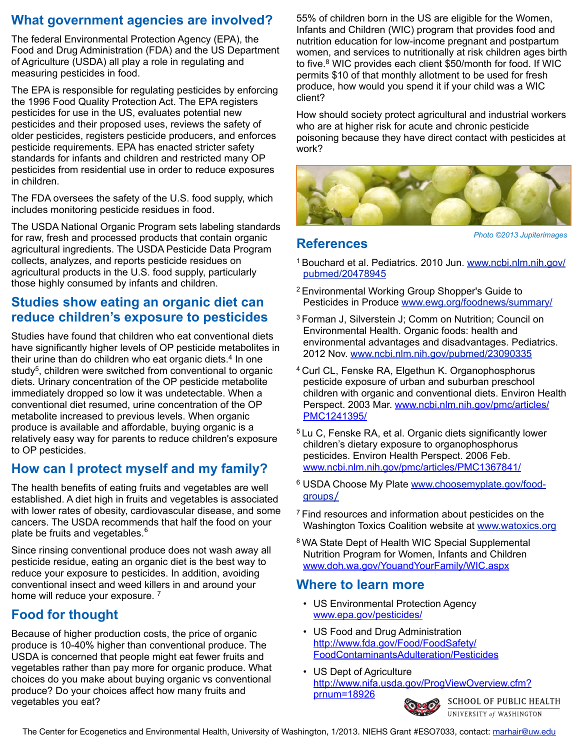## What government agencies are involved?

The federal Environmental Protection Agency (EPA), the Food and Drug Administration (FDA) and the US Department of Agriculture (USDA) all play a role in regulating and measuring pesticides in food.

The EPA is responsible for regulating pesticides by enforcing the 1996 Food Quality Protection Act. The EPA registers pesticides for use in the US, evaluates potential new pesticides and their proposed uses, reviews the safety of older pesticides, registers pesticide producers, and enforces pesticide requirements. EPA has enacted stricter safety standards for infants and children and restricted many OP pesticides from residential use in order to reduce exposures in children.

The FDA oversees the safety of the U.S. food supply, which includes monitoring pesticide residues in food.

The USDA National Organic Program sets labeling standards for raw, fresh and processed products that contain organic agricultural ingredients. The USDA Pesticide Data Program collects, analyzes, and reports pesticide residues on agricultural products in the U.S. food supply, particularly those highly consumed by infants and children.

## Studies show eating an organic diet can reduce children's exposure to pesticides

Studies have found that children who eat conventional diets have significantly higher levels of OP pesticide metabolites in their urine than do children who eat organic diets.[4] In one study[5], children were switched from conventional to organic diets. Urinary concentration of the OP pesticide metabolite immediately dropped so low it was undetectable. When a conventional diet resumed, urine concentration of the OP metabolite increased to previous levels. When organic produce is available and affordable, buying organic is a relatively easy way for parents to reduce children's exposure to OP pesticides.

## How can I protect myself and my family?

The health benefits of eating fruits and vegetables are well established. A diet high in fruits and vegetables is associated with lower rates of obesity, cardiovascular disease, and some cancers. The USDA recommends that half the food on your plate be fruits and vegetables.[6]

Since rinsing conventional produce does not wash away all pesticide residue, eating an organic diet is the best way to reduce your exposure to pesticides. In addition, avoiding conventional insect and weed killers in and around your home will reduce your exposure. [7]

## Food for thought

Because of higher production costs, the price of organic produce is 10-40% higher than conventional produce. The USDA is concerned that people might eat fewer fruits and vegetables rather than pay more for organic produce. What choices do you make about buying organic vs conventional produce? Do your choices affect how many fruits and vegetables you eat?

55% of children born in the US are eligible for the Women, Infants and Children (WIC) program that provides food and nutrition education for low-income pregnant and postpartum women, and services to nutritionally at risk children ages birth to five.[8] WIC provides each client $50/month for food. If WIC permits $10 of that monthly allotment to be used for fresh produce, how would you spend it if your child was a WIC client?

How should society protect agricultural and industrial workers who are at higher risk for acute and chronic pesticide poisoning because they have direct contact with pesticides at work?

*Photo ©2013 Jupiterimages*

## References

[1] Bouchard et al. Pediatrics. 2010 Jun. www.ncbi.nlm.nih.gov/pubmed/20478945

[2] Environmental Working Group Shopper's Guide to Pesticides in Produce www.ewg.org/foodnews/summary/

[3] Forman J, Silverstein J; Comm on Nutrition; Council on Environmental Health. Organic foods: health and environmental advantages and disadvantages. Pediatrics. 2012 Nov. www.ncbi.nlm.nih.gov/pubmed/23090335

[4] Curl CL, Fenske RA, Elgethun K. Organophosphorus pesticide exposure of urban and suburban preschool children with organic and conventional diets. Environ Health Perspect. 2003 Mar. www.ncbi.nlm.nih.gov/pmc/articles/PMC1241395/

[5] Lu C, Fenske RA, et al. Organic diets significantly lower children's dietary exposure to organophosphorus pesticides. Environ Health Perspect. 2006 Feb. www.ncbi.nlm.nih.gov/pmc/articles/PMC1367841/

[6] USDA Choose My Plate www.choosemyplate.gov/food-groups/

[7] Find resources and information about pesticides on the Washington Toxics Coalition website at www.watoxics.org

[8] WA State Dept of Health WIC Special Supplemental Nutrition Program for Women, Infants and Children www.doh.wa.gov/YouandYourFamily/WIC.aspx

## Where to learn more

- US Environmental Protection Agency www.epa.gov/pesticides/
- US Food and Drug Administration http://www.fda.gov/Food/FoodSafety/FoodContaminantsAdulteration/Pesticides
- US Dept of Agriculture http://www.nifa.usda.gov/ProgViewOverview.cfm?prnum=18926

SCHOOL OF PUBLIC HEALTH
UNIVERSITY *of* WASHINGTON

The Center for Ecogenetics and Environmental Health, University of Washington, 1/2013. NIEHS Grant #ESO7033, contact: marhair@uw.edu